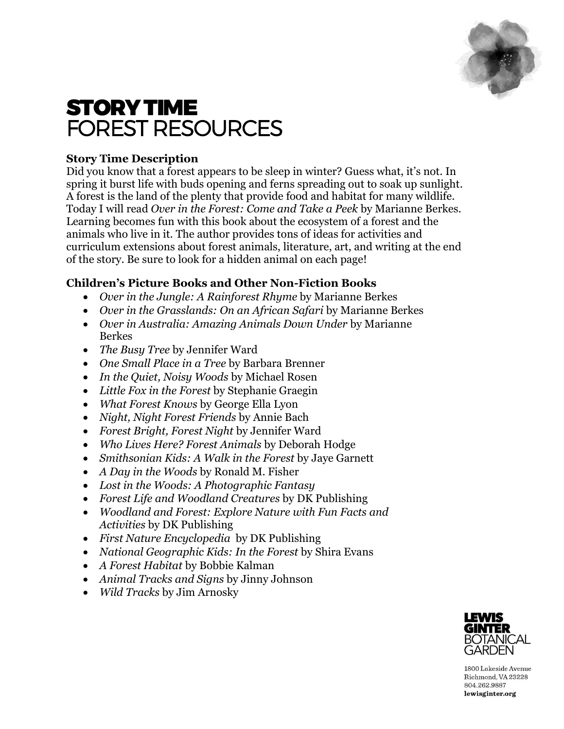# STORY TIME
## FOREST RESOURCES

### Story Time Description

Did you know that a forest appears to be sleep in winter? Guess what, it's not. In spring it burst life with buds opening and ferns spreading out to soak up sunlight. A forest is the land of the plenty that provide food and habitat for many wildlife. Today I will read *Over in the Forest: Come and Take a Peek* by Marianne Berkes. Learning becomes fun with this book about the ecosystem of a forest and the animals who live in it. The author provides tons of ideas for activities and curriculum extensions about forest animals, literature, art, and writing at the end of the story. Be sure to look for a hidden animal on each page!

### Children's Picture Books and Other Non-Fiction Books

- *Over in the Jungle: A Rainforest Rhyme* by Marianne Berkes
- *Over in the Grasslands: On an African Safari* by Marianne Berkes
- *Over in Australia: Amazing Animals Down Under* by Marianne Berkes
- *The Busy Tree* by Jennifer Ward
- *One Small Place in a Tree* by Barbara Brenner
- *In the Quiet, Noisy Woods* by Michael Rosen
- *Little Fox in the Forest* by Stephanie Graegin
- *What Forest Knows* by George Ella Lyon
- *Night, Night Forest Friends* by Annie Bach
- *Forest Bright, Forest Night* by Jennifer Ward
- *Who Lives Here? Forest Animals* by Deborah Hodge
- *Smithsonian Kids: A Walk in the Forest* by Jaye Garnett
- *A Day in the Woods* by Ronald M. Fisher
- *Lost in the Woods: A Photographic Fantasy*
- *Forest Life and Woodland Creatures* by DK Publishing
- *Woodland and Forest: Explore Nature with Fun Facts and Activities* by DK Publishing
- *First Nature Encyclopedia* by DK Publishing
- *National Geographic Kids: In the Forest* by Shira Evans
- *A Forest Habitat* by Bobbie Kalman
- *Animal Tracks and Signs* by Jinny Johnson
- *Wild Tracks* by Jim Arnosky

LEWIS GINTER BOTANICAL GARDEN

1800 Lakeside Avenue
Richmond, VA 23228
804.262.9887
**lewisginter.org**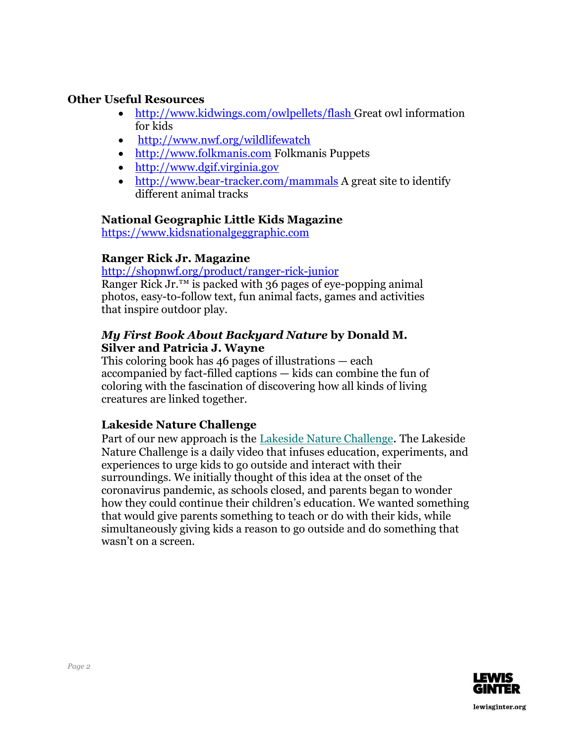**Other Useful Resources**

- http://www.kidwings.com/owlpellets/flash Great owl information for kids
- http://www.nwf.org/wildlifewatch
- http://www.folkmanis.com Folkmanis Puppets
- http://www.dgif.virginia.gov
- http://www.bear-tracker.com/mammals A great site to identify different animal tracks

**National Geographic Little Kids Magazine**
https://www.kidsnationalgeggraphic.com

**Ranger Rick Jr. Magazine**
http://shopnwf.org/product/ranger-rick-junior
Ranger Rick Jr.™ is packed with 36 pages of eye-popping animal photos, easy-to-follow text, fun animal facts, games and activities that inspire outdoor play.

***My First Book About Backyard Nature* by Donald M. Silver and Patricia J. Wayne**
This coloring book has 46 pages of illustrations — each accompanied by fact-filled captions — kids can combine the fun of coloring with the fascination of discovering how all kinds of living creatures are linked together.

**Lakeside Nature Challenge**
Part of our new approach is the Lakeside Nature Challenge. The Lakeside Nature Challenge is a daily video that infuses education, experiments, and experiences to urge kids to go outside and interact with their surroundings. We initially thought of this idea at the onset of the coronavirus pandemic, as schools closed, and parents began to wonder how they could continue their children's education. We wanted something that would give parents something to teach or do with their kids, while simultaneously giving kids a reason to go outside and do something that wasn't on a screen.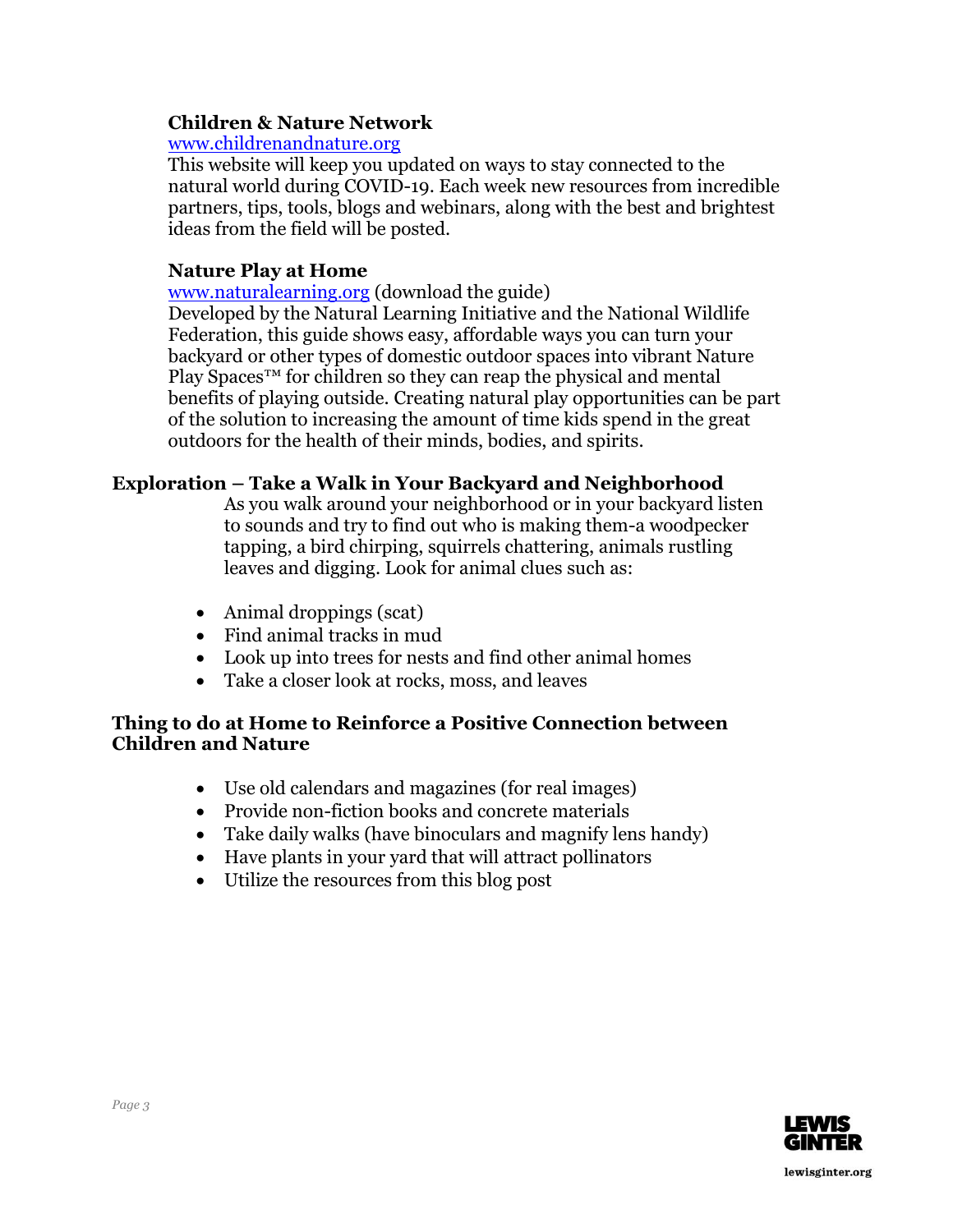**Children & Nature Network**
[www.childrenandnature.org](http://www.childrenandnature.org)
This website will keep you updated on ways to stay connected to the natural world during COVID-19. Each week new resources from incredible partners, tips, tools, blogs and webinars, along with the best and brightest ideas from the field will be posted.

**Nature Play at Home**
[www.naturalearning.org](http://www.naturalearning.org) (download the guide)
Developed by the Natural Learning Initiative and the National Wildlife Federation, this guide shows easy, affordable ways you can turn your backyard or other types of domestic outdoor spaces into vibrant Nature Play Spaces™ for children so they can reap the physical and mental benefits of playing outside. Creating natural play opportunities can be part of the solution to increasing the amount of time kids spend in the great outdoors for the health of their minds, bodies, and spirits.

## Exploration – Take a Walk in Your Backyard and Neighborhood

As you walk around your neighborhood or in your backyard listen to sounds and try to find out who is making them-a woodpecker tapping, a bird chirping, squirrels chattering, animals rustling leaves and digging. Look for animal clues such as:

- Animal droppings (scat)
- Find animal tracks in mud
- Look up into trees for nests and find other animal homes
- Take a closer look at rocks, moss, and leaves

## Thing to do at Home to Reinforce a Positive Connection between Children and Nature

- Use old calendars and magazines (for real images)
- Provide non-fiction books and concrete materials
- Take daily walks (have binoculars and magnify lens handy)
- Have plants in your yard that will attract pollinators
- Utilize the resources from this blog post